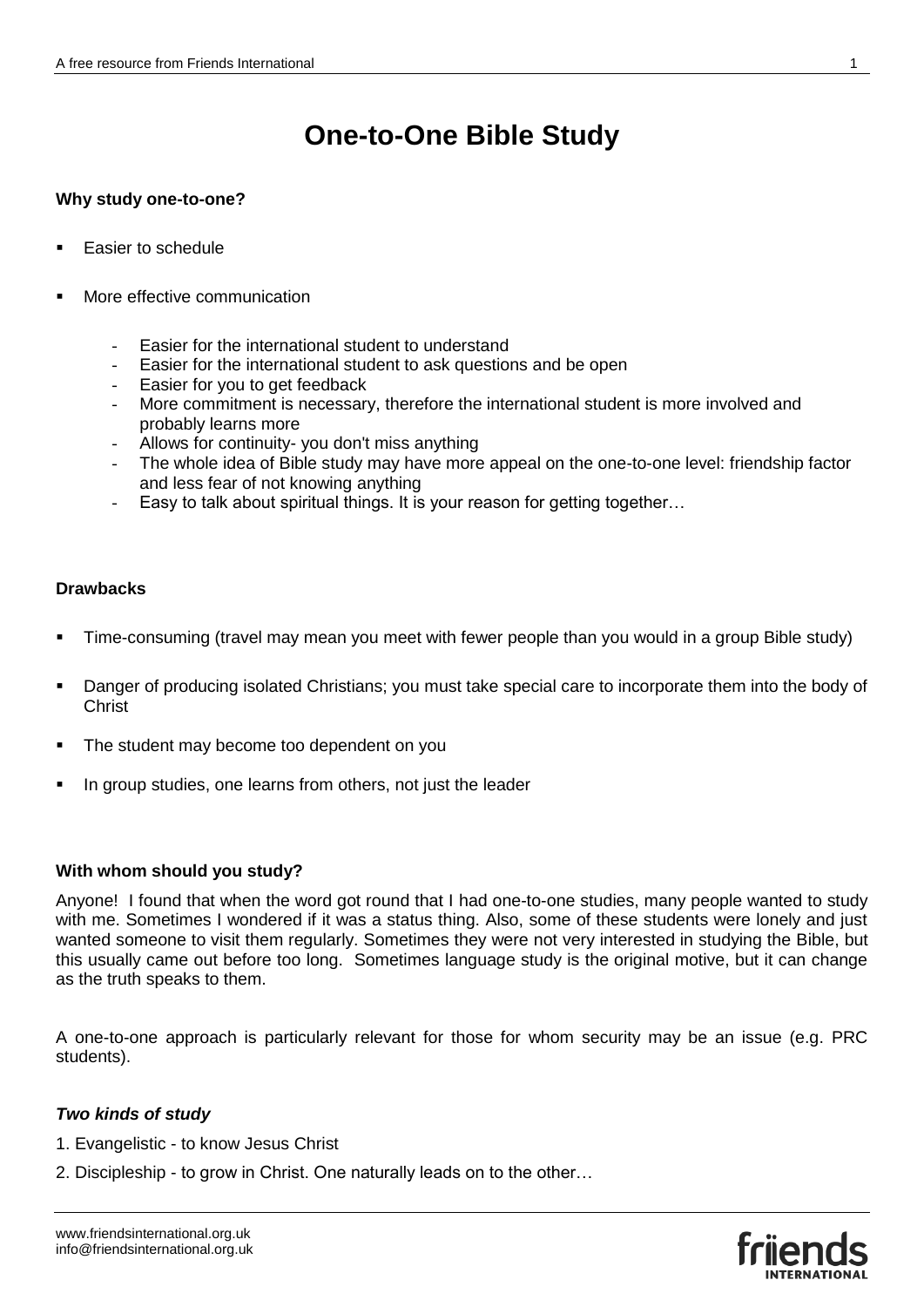# One-to-One Bible Study

**Why study one-to-one?**

- Easier to schedule
- More effective communication
  - Easier for the international student to understand
  - Easier for the international student to ask questions and be open
  - Easier for you to get feedback
  - More commitment is necessary, therefore the international student is more involved and probably learns more
  - Allows for continuity- you don't miss anything
  - The whole idea of Bible study may have more appeal on the one-to-one level: friendship factor and less fear of not knowing anything
  - Easy to talk about spiritual things. It is your reason for getting together…

**Drawbacks**

- Time-consuming (travel may mean you meet with fewer people than you would in a group Bible study)
- Danger of producing isolated Christians; you must take special care to incorporate them into the body of Christ
- The student may become too dependent on you
- In group studies, one learns from others, not just the leader

**With whom should you study?**

Anyone! I found that when the word got round that I had one-to-one studies, many people wanted to study with me. Sometimes I wondered if it was a status thing. Also, some of these students were lonely and just wanted someone to visit them regularly. Sometimes they were not very interested in studying the Bible, but this usually came out before too long. Sometimes language study is the original motive, but it can change as the truth speaks to them.

A one-to-one approach is particularly relevant for those for whom security may be an issue (e.g. PRC students).

***Two kinds of study***

1. Evangelistic - to know Jesus Christ
2. Discipleship - to grow in Christ. One naturally leads on to the other…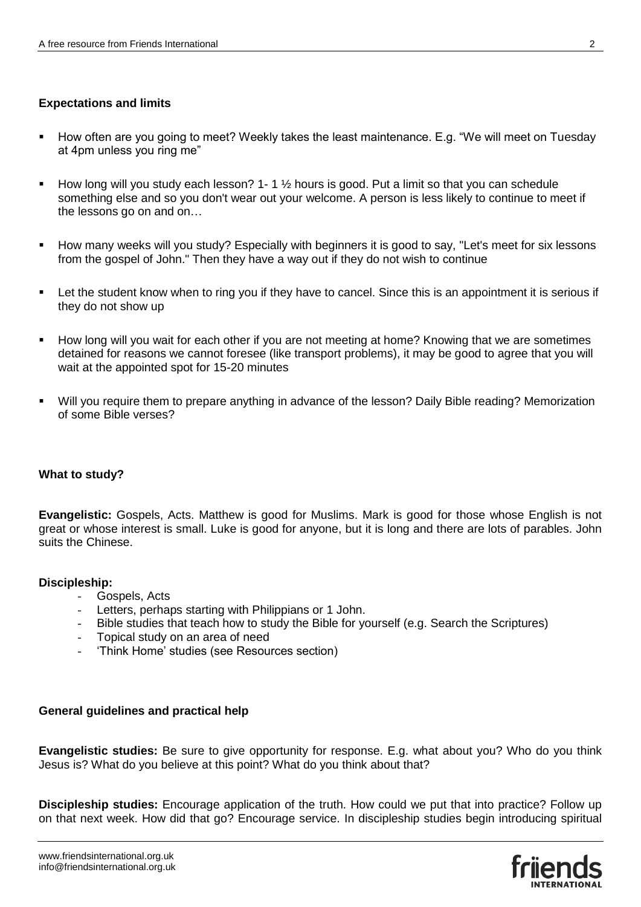**Expectations and limits**

- How often are you going to meet? Weekly takes the least maintenance. E.g. "We will meet on Tuesday at 4pm unless you ring me"
- How long will you study each lesson? 1- 1 ½ hours is good. Put a limit so that you can schedule something else and so you don't wear out your welcome. A person is less likely to continue to meet if the lessons go on and on…
- How many weeks will you study? Especially with beginners it is good to say, "Let's meet for six lessons from the gospel of John." Then they have a way out if they do not wish to continue
- Let the student know when to ring you if they have to cancel. Since this is an appointment it is serious if they do not show up
- How long will you wait for each other if you are not meeting at home? Knowing that we are sometimes detained for reasons we cannot foresee (like transport problems), it may be good to agree that you will wait at the appointed spot for 15-20 minutes
- Will you require them to prepare anything in advance of the lesson? Daily Bible reading? Memorization of some Bible verses?

**What to study?**

**Evangelistic:** Gospels, Acts. Matthew is good for Muslims. Mark is good for those whose English is not great or whose interest is small. Luke is good for anyone, but it is long and there are lots of parables. John suits the Chinese.

**Discipleship:**

- Gospels, Acts
- Letters, perhaps starting with Philippians or 1 John.
- Bible studies that teach how to study the Bible for yourself (e.g. Search the Scriptures)
- Topical study on an area of need
- 'Think Home' studies (see Resources section)

**General guidelines and practical help**

**Evangelistic studies:** Be sure to give opportunity for response. E.g. what about you? Who do you think Jesus is? What do you believe at this point? What do you think about that?

**Discipleship studies:** Encourage application of the truth. How could we put that into practice? Follow up on that next week. How did that go? Encourage service. In discipleship studies begin introducing spiritual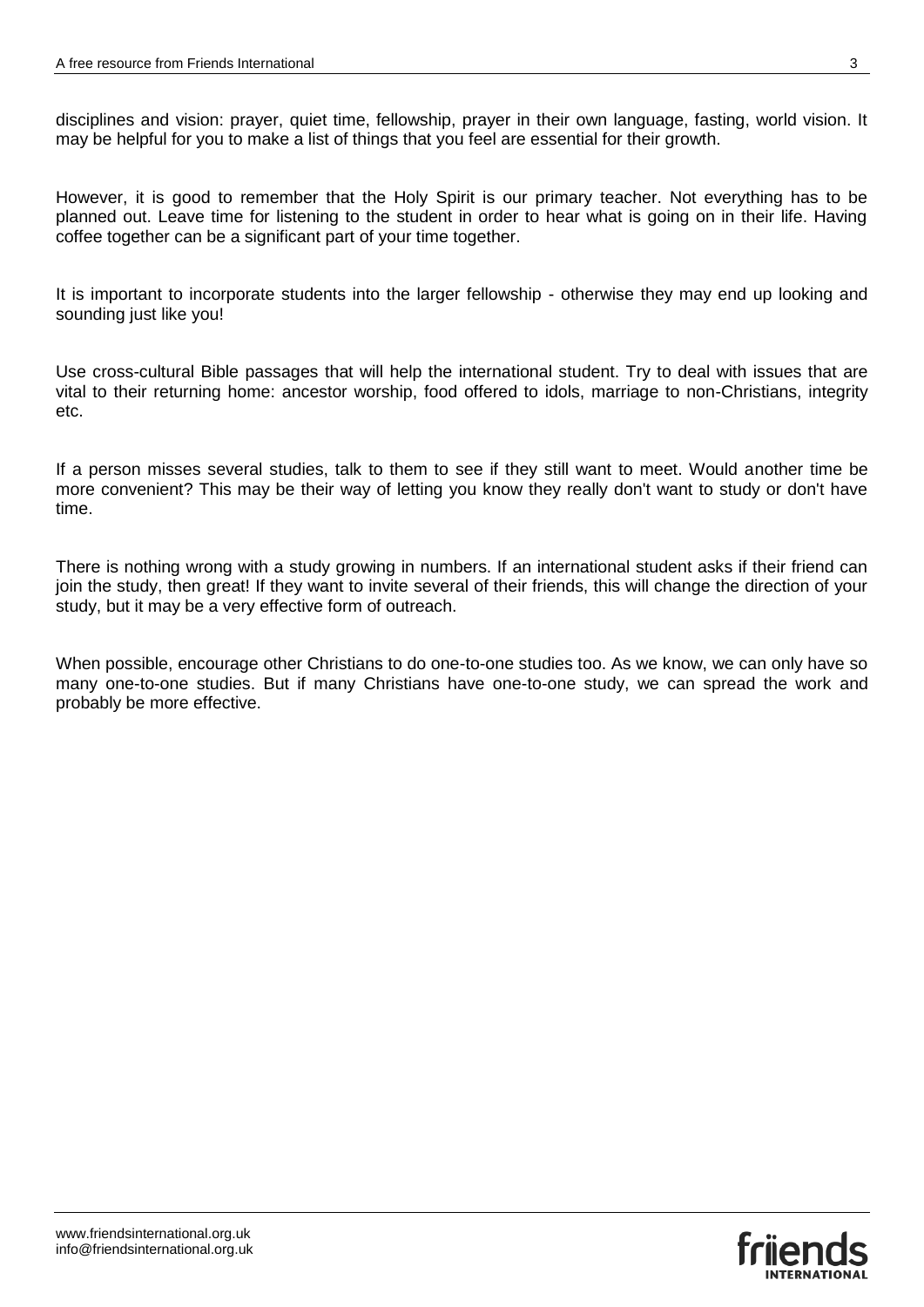disciplines and vision: prayer, quiet time, fellowship, prayer in their own language, fasting, world vision. It may be helpful for you to make a list of things that you feel are essential for their growth.

However, it is good to remember that the Holy Spirit is our primary teacher. Not everything has to be planned out. Leave time for listening to the student in order to hear what is going on in their life. Having coffee together can be a significant part of your time together.

It is important to incorporate students into the larger fellowship - otherwise they may end up looking and sounding just like you!

Use cross-cultural Bible passages that will help the international student. Try to deal with issues that are vital to their returning home: ancestor worship, food offered to idols, marriage to non-Christians, integrity etc.

If a person misses several studies, talk to them to see if they still want to meet. Would another time be more convenient? This may be their way of letting you know they really don't want to study or don't have time.

There is nothing wrong with a study growing in numbers. If an international student asks if their friend can join the study, then great! If they want to invite several of their friends, this will change the direction of your study, but it may be a very effective form of outreach.

When possible, encourage other Christians to do one-to-one studies too. As we know, we can only have so many one-to-one studies. But if many Christians have one-to-one study, we can spread the work and probably be more effective.